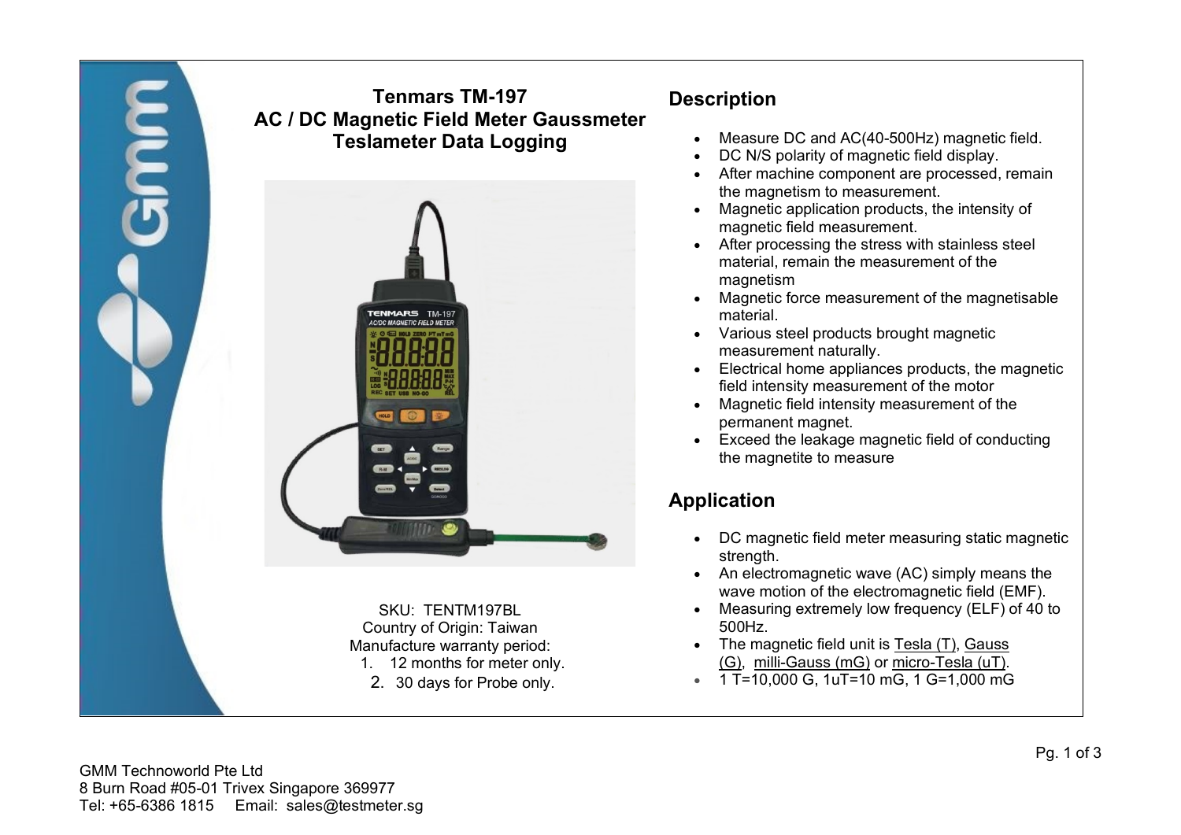# Tenmars TM-197
# AC / DC Magnetic Field Meter Gaussmeter Teslameter Data Logging

SKU: TENTM197BL
Country of Origin: Taiwan
Manufacture warranty period:

1. 12 months for meter only.
2. 30 days for Probe only.

## Description

- Measure DC and AC(40-500Hz) magnetic field.
- DC N/S polarity of magnetic field display.
- After machine component are processed, remain the magnetism to measurement.
- Magnetic application products, the intensity of magnetic field measurement.
- After processing the stress with stainless steel material, remain the measurement of the magnetism
- Magnetic force measurement of the magnetisable material.
- Various steel products brought magnetic measurement naturally.
- Electrical home appliances products, the magnetic field intensity measurement of the motor
- Magnetic field intensity measurement of the permanent magnet.
- Exceed the leakage magnetic field of conducting the magnetite to measure

## Application

- DC magnetic field meter measuring static magnetic strength.
- An electromagnetic wave (AC) simply means the wave motion of the electromagnetic field (EMF).
- Measuring extremely low frequency (ELF) of 40 to 500Hz.
- The magnetic field unit is Tesla (T), Gauss (G), milli-Gauss (mG) or micro-Tesla (uT).
- 1 T=10,000 G, 1uT=10 mG, 1 G=1,000 mG

GMM Technoworld Pte Ltd
8 Burn Road #05-01 Trivex Singapore 369977
Tel: +65-6386 1815 Email: sales@testmeter.sg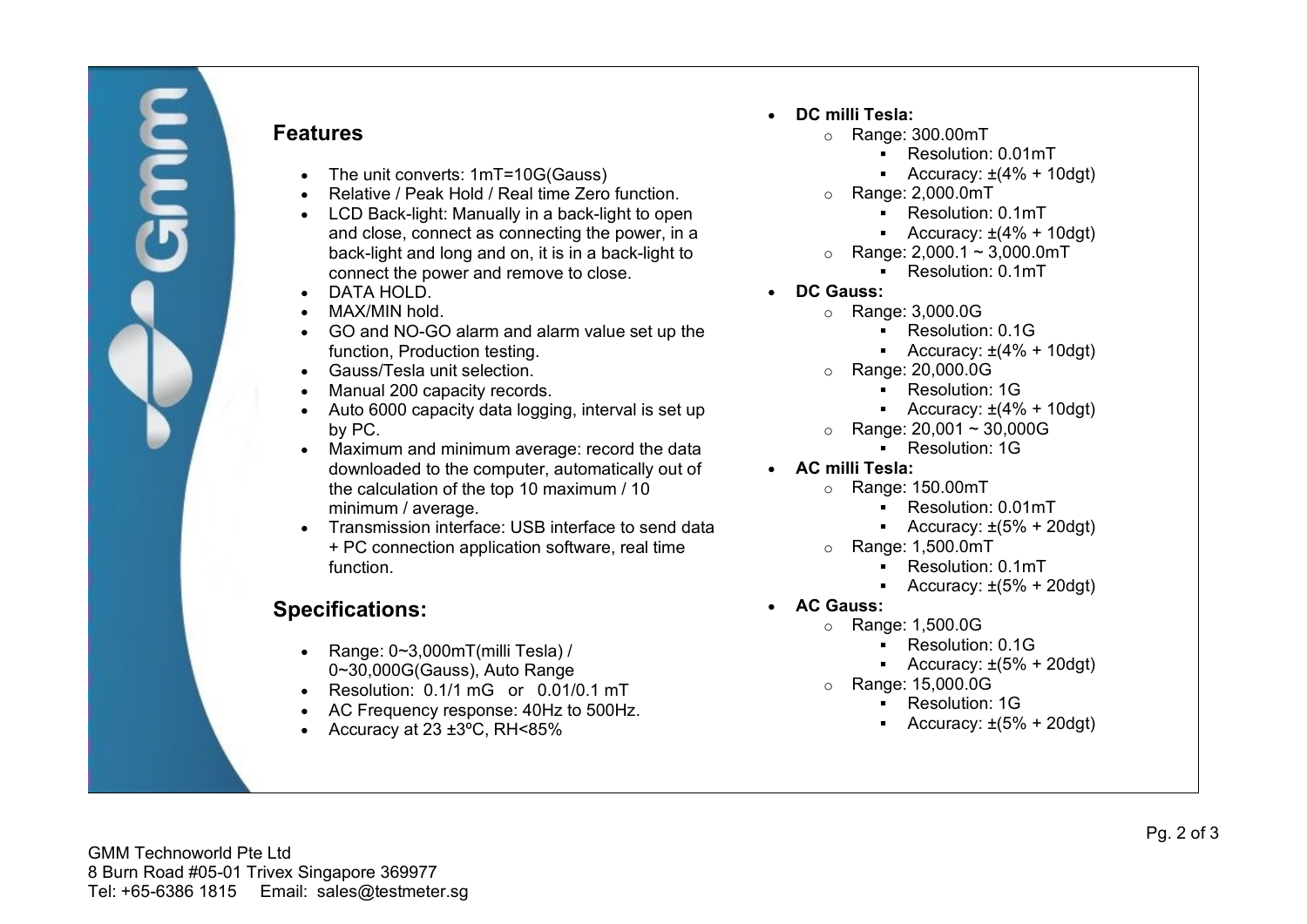## Features

- The unit converts: 1mT=10G(Gauss)
- Relative / Peak Hold / Real time Zero function.
- LCD Back-light: Manually in a back-light to open and close, connect as connecting the power, in a back-light and long and on, it is in a back-light to connect the power and remove to close.
- DATA HOLD.
- MAX/MIN hold.
- GO and NO-GO alarm and alarm value set up the function, Production testing.
- Gauss/Tesla unit selection.
- Manual 200 capacity records.
- Auto 6000 capacity data logging, interval is set up by PC.
- Maximum and minimum average: record the data downloaded to the computer, automatically out of the calculation of the top 10 maximum / 10 minimum / average.
- Transmission interface: USB interface to send data + PC connection application software, real time function.

## Specifications:

- Range: 0~3,000mT(milli Tesla) / 0~30,000G(Gauss), Auto Range
- Resolution: 0.1/1 mG or 0.01/0.1 mT
- AC Frequency response: 40Hz to 500Hz.
- Accuracy at 23 ±3ºC, RH<85%

- **DC milli Tesla:**
  - Range: 300.00mT
    - Resolution: 0.01mT
    - Accuracy: ±(4% + 10dgt)
  - Range: 2,000.0mT
    - Resolution: 0.1mT
    - Accuracy: ±(4% + 10dgt)
  - Range: 2,000.1 ~ 3,000.0mT
    - Resolution: 0.1mT
- **DC Gauss:**
  - Range: 3,000.0G
    - Resolution: 0.1G
    - Accuracy: ±(4% + 10dgt)
  - Range: 20,000.0G
    - Resolution: 1G
    - Accuracy: ±(4% + 10dgt)
  - Range: 20,001 ~ 30,000G
    - Resolution: 1G
- **AC milli Tesla:**
  - Range: 150.00mT
    - Resolution: 0.01mT
    - Accuracy: ±(5% + 20dgt)
  - Range: 1,500.0mT
    - Resolution: 0.1mT
    - Accuracy: ±(5% + 20dgt)
- **AC Gauss:**
  - Range: 1,500.0G
    - Resolution: 0.1G
    - Accuracy: ±(5% + 20dgt)
  - Range: 15,000.0G
    - Resolution: 1G
    - Accuracy: ±(5% + 20dgt)

GMM Technoworld Pte Ltd
8 Burn Road #05-01 Trivex Singapore 369977
Tel: +65-6386 1815 Email: sales@testmeter.sg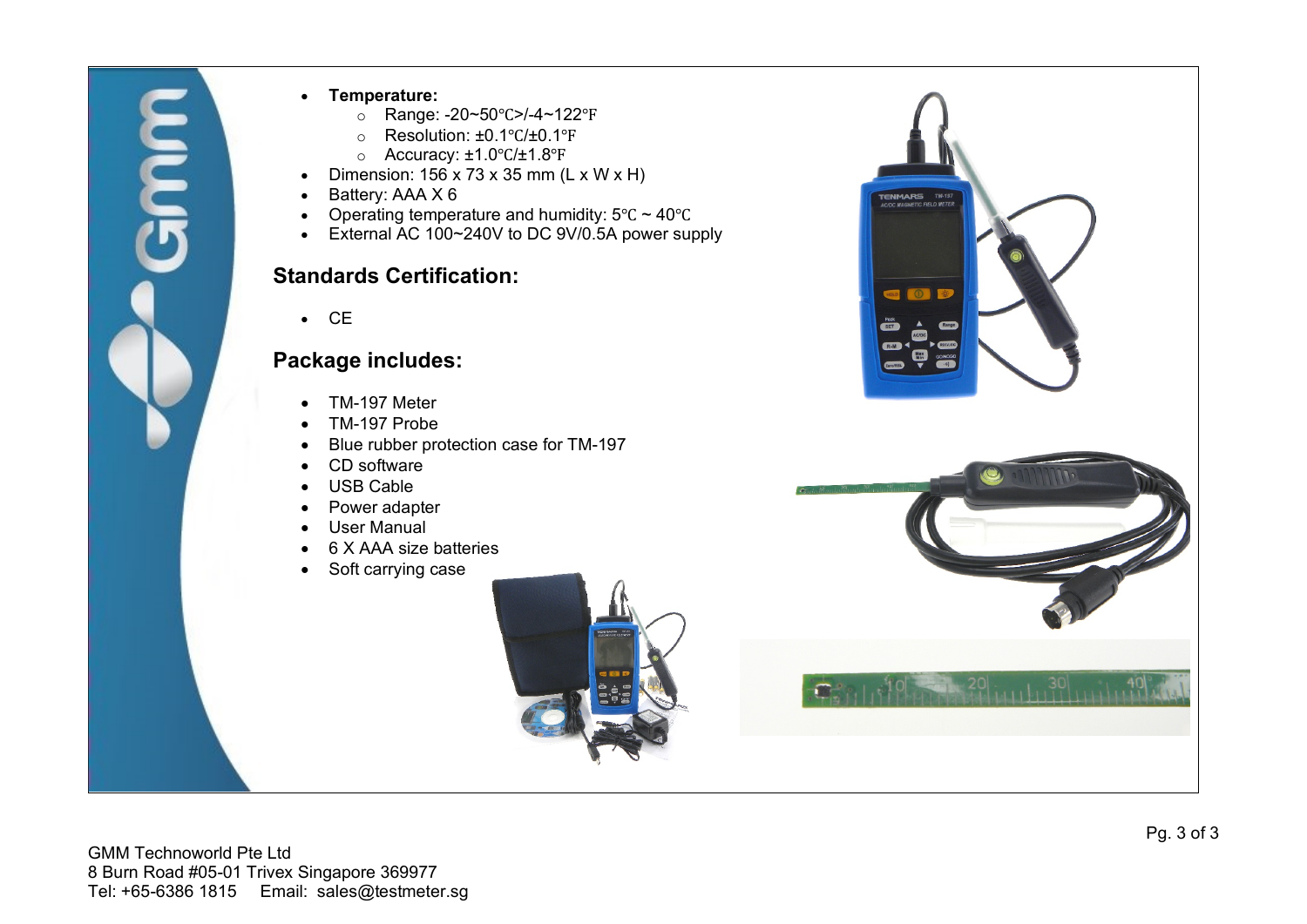- **Temperature:**
  - Range: -20~50℃>/-4~122℉
  - Resolution: ±0.1℃/±0.1℉
  - Accuracy: ±1.0℃/±1.8℉
- Dimension: 156 x 73 x 35 mm (L x W x H)
- Battery: AAA X 6
- Operating temperature and humidity: 5℃ ~ 40℃
- External AC 100~240V to DC 9V/0.5A power supply

## Standards Certification:

- CE

## Package includes:

- TM-197 Meter
- TM-197 Probe
- Blue rubber protection case for TM-197
- CD software
- USB Cable
- Power adapter
- User Manual
- 6 X AAA size batteries
- Soft carrying case

GMM Technoworld Pte Ltd
8 Burn Road #05-01 Trivex Singapore 369977
Tel: +65-6386 1815 Email: sales@testmeter.sg